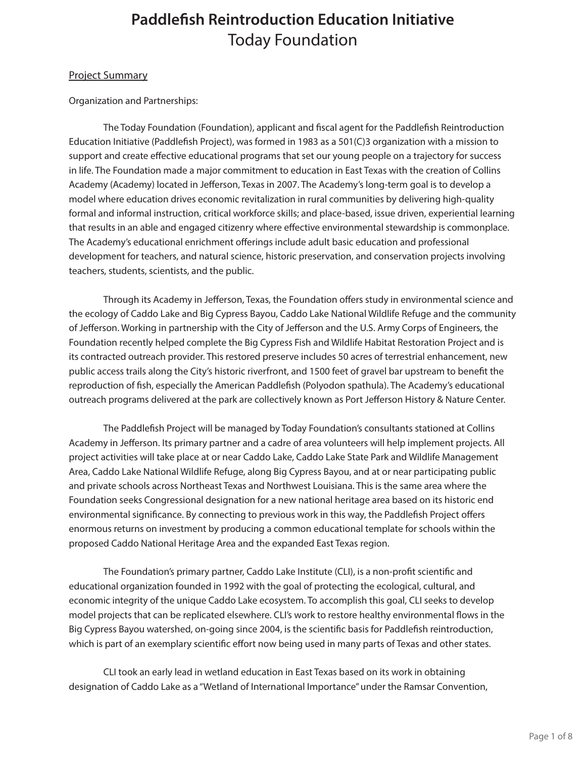# Paddlefish Reintroduction Education Initiative
## Today Foundation

Project Summary

Organization and Partnerships:

The Today Foundation (Foundation), applicant and fiscal agent for the Paddlefish Reintroduction Education Initiative (Paddlefish Project), was formed in 1983 as a 501(C)3 organization with a mission to support and create effective educational programs that set our young people on a trajectory for success in life. The Foundation made a major commitment to education in East Texas with the creation of Collins Academy (Academy) located in Jefferson, Texas in 2007. The Academy's long-term goal is to develop a model where education drives economic revitalization in rural communities by delivering high-quality formal and informal instruction, critical workforce skills; and place-based, issue driven, experiential learning that results in an able and engaged citizenry where effective environmental stewardship is commonplace. The Academy's educational enrichment offerings include adult basic education and professional development for teachers, and natural science, historic preservation, and conservation projects involving teachers, students, scientists, and the public.

Through its Academy in Jefferson, Texas, the Foundation offers study in environmental science and the ecology of Caddo Lake and Big Cypress Bayou, Caddo Lake National Wildlife Refuge and the community of Jefferson. Working in partnership with the City of Jefferson and the U.S. Army Corps of Engineers, the Foundation recently helped complete the Big Cypress Fish and Wildlife Habitat Restoration Project and is its contracted outreach provider. This restored preserve includes 50 acres of terrestrial enhancement, new public access trails along the City's historic riverfront, and 1500 feet of gravel bar upstream to benefit the reproduction of fish, especially the American Paddlefish (Polyodon spathula). The Academy's educational outreach programs delivered at the park are collectively known as Port Jefferson History & Nature Center.

The Paddlefish Project will be managed by Today Foundation's consultants stationed at Collins Academy in Jefferson. Its primary partner and a cadre of area volunteers will help implement projects. All project activities will take place at or near Caddo Lake, Caddo Lake State Park and Wildlife Management Area, Caddo Lake National Wildlife Refuge, along Big Cypress Bayou, and at or near participating public and private schools across Northeast Texas and Northwest Louisiana. This is the same area where the Foundation seeks Congressional designation for a new national heritage area based on its historic end environmental significance. By connecting to previous work in this way, the Paddlefish Project offers enormous returns on investment by producing a common educational template for schools within the proposed Caddo National Heritage Area and the expanded East Texas region.

The Foundation's primary partner, Caddo Lake Institute (CLI), is a non-profit scientific and educational organization founded in 1992 with the goal of protecting the ecological, cultural, and economic integrity of the unique Caddo Lake ecosystem. To accomplish this goal, CLI seeks to develop model projects that can be replicated elsewhere. CLI's work to restore healthy environmental flows in the Big Cypress Bayou watershed, on-going since 2004, is the scientific basis for Paddlefish reintroduction, which is part of an exemplary scientific effort now being used in many parts of Texas and other states.

CLI took an early lead in wetland education in East Texas based on its work in obtaining designation of Caddo Lake as a "Wetland of International Importance" under the Ramsar Convention,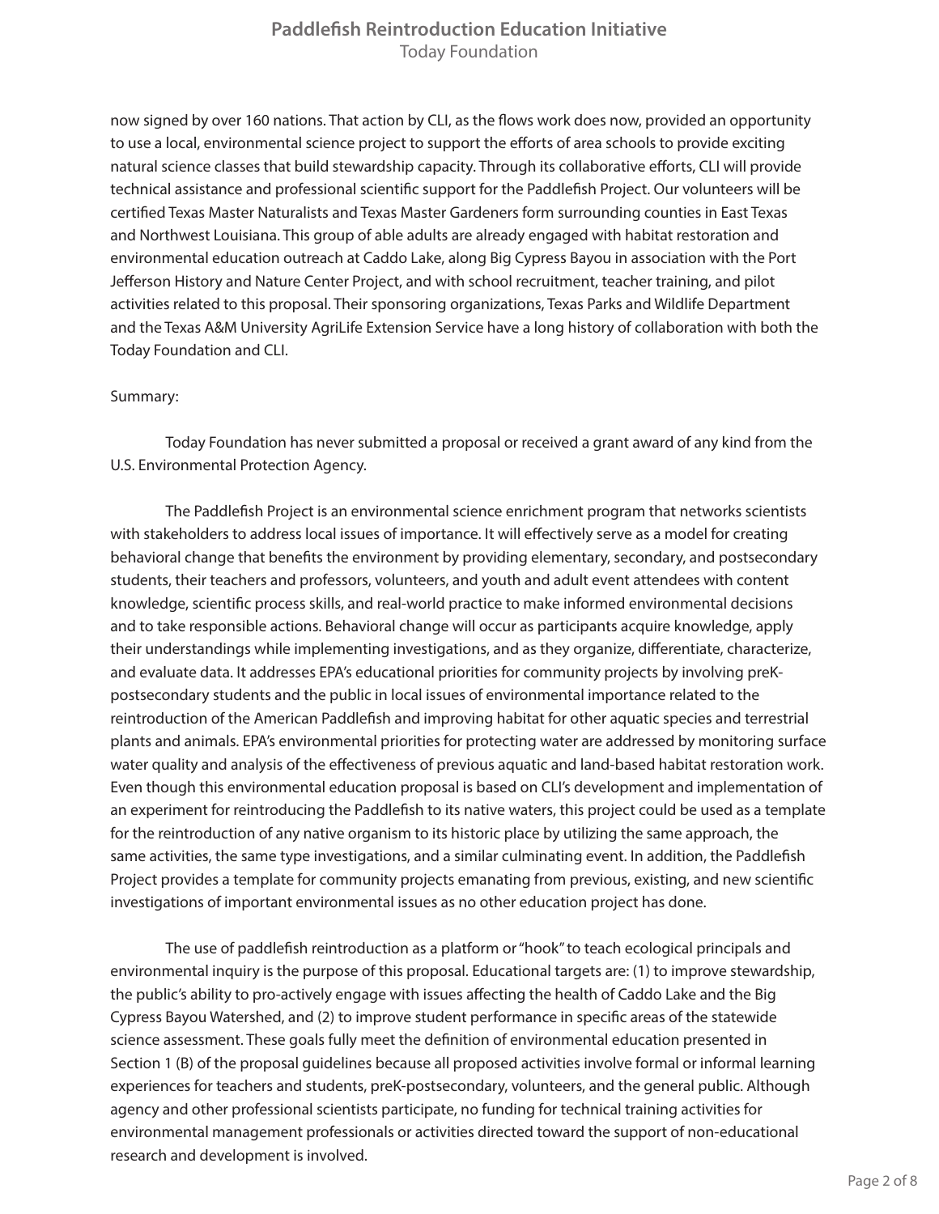now signed by over 160 nations. That action by CLI, as the flows work does now, provided an opportunity to use a local, environmental science project to support the efforts of area schools to provide exciting natural science classes that build stewardship capacity. Through its collaborative efforts, CLI will provide technical assistance and professional scientific support for the Paddlefish Project. Our volunteers will be certified Texas Master Naturalists and Texas Master Gardeners form surrounding counties in East Texas and Northwest Louisiana. This group of able adults are already engaged with habitat restoration and environmental education outreach at Caddo Lake, along Big Cypress Bayou in association with the Port Jefferson History and Nature Center Project, and with school recruitment, teacher training, and pilot activities related to this proposal. Their sponsoring organizations, Texas Parks and Wildlife Department and the Texas A&M University AgriLife Extension Service have a long history of collaboration with both the Today Foundation and CLI.

Summary:

Today Foundation has never submitted a proposal or received a grant award of any kind from the U.S. Environmental Protection Agency.

The Paddlefish Project is an environmental science enrichment program that networks scientists with stakeholders to address local issues of importance. It will effectively serve as a model for creating behavioral change that benefits the environment by providing elementary, secondary, and postsecondary students, their teachers and professors, volunteers, and youth and adult event attendees with content knowledge, scientific process skills, and real-world practice to make informed environmental decisions and to take responsible actions. Behavioral change will occur as participants acquire knowledge, apply their understandings while implementing investigations, and as they organize, differentiate, characterize, and evaluate data. It addresses EPA's educational priorities for community projects by involving preK-postsecondary students and the public in local issues of environmental importance related to the reintroduction of the American Paddlefish and improving habitat for other aquatic species and terrestrial plants and animals. EPA's environmental priorities for protecting water are addressed by monitoring surface water quality and analysis of the effectiveness of previous aquatic and land-based habitat restoration work. Even though this environmental education proposal is based on CLI's development and implementation of an experiment for reintroducing the Paddlefish to its native waters, this project could be used as a template for the reintroduction of any native organism to its historic place by utilizing the same approach, the same activities, the same type investigations, and a similar culminating event. In addition, the Paddlefish Project provides a template for community projects emanating from previous, existing, and new scientific investigations of important environmental issues as no other education project has done.

The use of paddlefish reintroduction as a platform or "hook" to teach ecological principals and environmental inquiry is the purpose of this proposal. Educational targets are: (1) to improve stewardship, the public's ability to pro-actively engage with issues affecting the health of Caddo Lake and the Big Cypress Bayou Watershed, and (2) to improve student performance in specific areas of the statewide science assessment. These goals fully meet the definition of environmental education presented in Section 1 (B) of the proposal guidelines because all proposed activities involve formal or informal learning experiences for teachers and students, preK-postsecondary, volunteers, and the general public. Although agency and other professional scientists participate, no funding for technical training activities for environmental management professionals or activities directed toward the support of non-educational research and development is involved.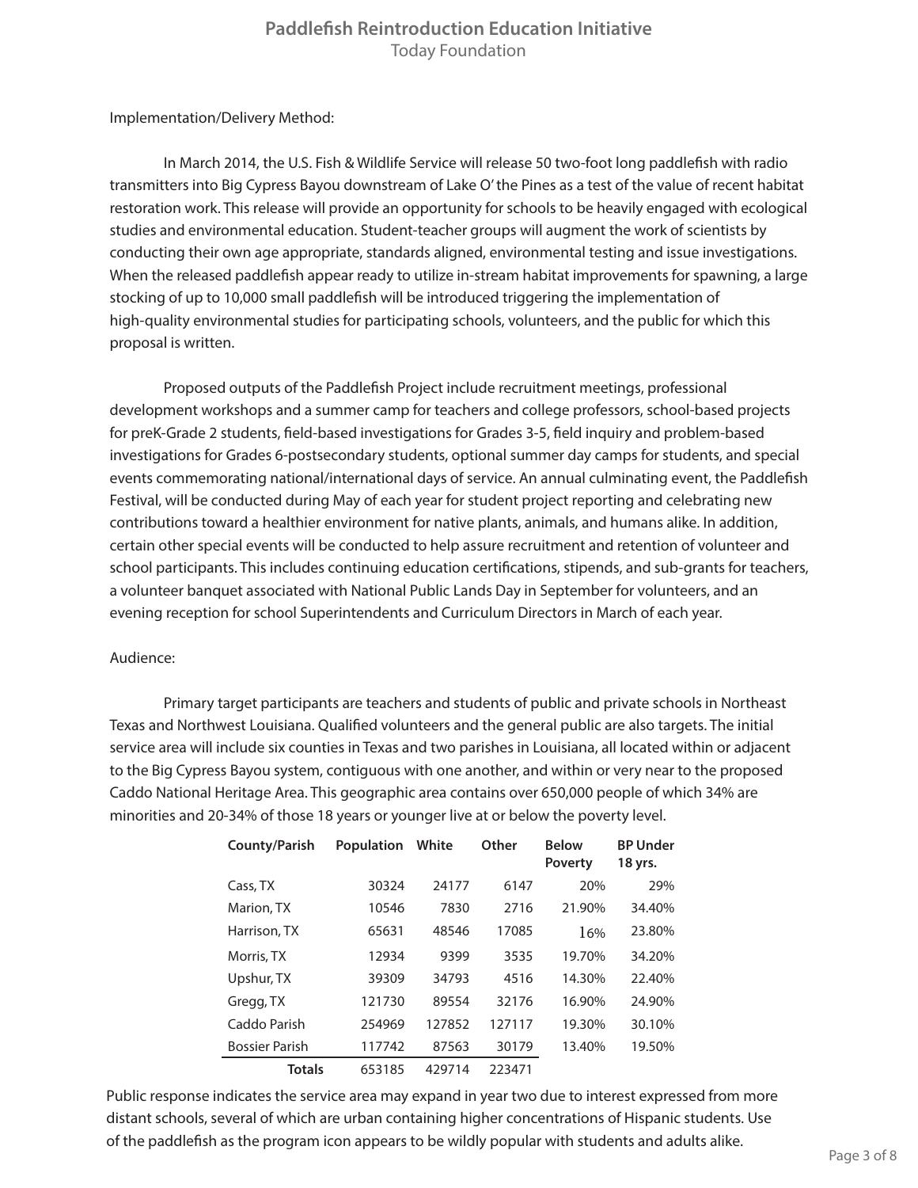Implementation/Delivery Method:

In March 2014, the U.S. Fish & Wildlife Service will release 50 two-foot long paddlefish with radio transmitters into Big Cypress Bayou downstream of Lake O' the Pines as a test of the value of recent habitat restoration work. This release will provide an opportunity for schools to be heavily engaged with ecological studies and environmental education. Student-teacher groups will augment the work of scientists by conducting their own age appropriate, standards aligned, environmental testing and issue investigations. When the released paddlefish appear ready to utilize in-stream habitat improvements for spawning, a large stocking of up to 10,000 small paddlefish will be introduced triggering the implementation of high-quality environmental studies for participating schools, volunteers, and the public for which this proposal is written.

Proposed outputs of the Paddlefish Project include recruitment meetings, professional development workshops and a summer camp for teachers and college professors, school-based projects for preK-Grade 2 students, field-based investigations for Grades 3-5, field inquiry and problem-based investigations for Grades 6-postsecondary students, optional summer day camps for students, and special events commemorating national/international days of service. An annual culminating event, the Paddlefish Festival, will be conducted during May of each year for student project reporting and celebrating new contributions toward a healthier environment for native plants, animals, and humans alike. In addition, certain other special events will be conducted to help assure recruitment and retention of volunteer and school participants. This includes continuing education certifications, stipends, and sub-grants for teachers, a volunteer banquet associated with National Public Lands Day in September for volunteers, and an evening reception for school Superintendents and Curriculum Directors in March of each year.

Audience:

Primary target participants are teachers and students of public and private schools in Northeast Texas and Northwest Louisiana. Qualified volunteers and the general public are also targets. The initial service area will include six counties in Texas and two parishes in Louisiana, all located within or adjacent to the Big Cypress Bayou system, contiguous with one another, and within or very near to the proposed Caddo National Heritage Area. This geographic area contains over 650,000 people of which 34% are minorities and 20-34% of those 18 years or younger live at or below the poverty level.

| County/Parish | Population | White | Other | Below Poverty | BP Under 18 yrs. |
|---|---|---|---|---|---|
| Cass, TX | 30324 | 24177 | 6147 | 20% | 29% |
| Marion, TX | 10546 | 7830 | 2716 | 21.90% | 34.40% |
| Harrison, TX | 65631 | 48546 | 17085 | 16% | 23.80% |
| Morris, TX | 12934 | 9399 | 3535 | 19.70% | 34.20% |
| Upshur, TX | 39309 | 34793 | 4516 | 14.30% | 22.40% |
| Gregg, TX | 121730 | 89554 | 32176 | 16.90% | 24.90% |
| Caddo Parish | 254969 | 127852 | 127117 | 19.30% | 30.10% |
| Bossier Parish | 117742 | 87563 | 30179 | 13.40% | 19.50% |
| **Totals** | 653185 | 429714 | 223471 | | |

Public response indicates the service area may expand in year two due to interest expressed from more distant schools, several of which are urban containing higher concentrations of Hispanic students. Use of the paddlefish as the program icon appears to be wildly popular with students and adults alike.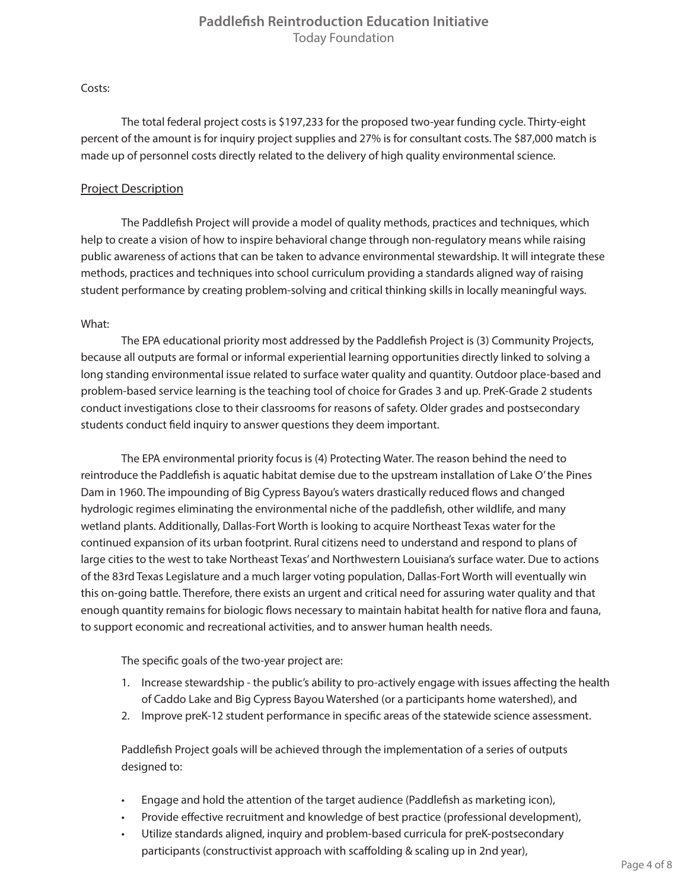Costs:

The total federal project costs is $197,233 for the proposed two-year funding cycle. Thirty-eight percent of the amount is for inquiry project supplies and 27% is for consultant costs. The $87,000 match is made up of personnel costs directly related to the delivery of high quality environmental science.

## Project Description

The Paddlefish Project will provide a model of quality methods, practices and techniques, which help to create a vision of how to inspire behavioral change through non-regulatory means while raising public awareness of actions that can be taken to advance environmental stewardship. It will integrate these methods, practices and techniques into school curriculum providing a standards aligned way of raising student performance by creating problem-solving and critical thinking skills in locally meaningful ways.

What:

The EPA educational priority most addressed by the Paddlefish Project is (3) Community Projects, because all outputs are formal or informal experiential learning opportunities directly linked to solving a long standing environmental issue related to surface water quality and quantity. Outdoor place-based and problem-based service learning is the teaching tool of choice for Grades 3 and up. PreK-Grade 2 students conduct investigations close to their classrooms for reasons of safety. Older grades and postsecondary students conduct field inquiry to answer questions they deem important.

The EPA environmental priority focus is (4) Protecting Water. The reason behind the need to reintroduce the Paddlefish is aquatic habitat demise due to the upstream installation of Lake O' the Pines Dam in 1960. The impounding of Big Cypress Bayou's waters drastically reduced flows and changed hydrologic regimes eliminating the environmental niche of the paddlefish, other wildlife, and many wetland plants. Additionally, Dallas-Fort Worth is looking to acquire Northeast Texas water for the continued expansion of its urban footprint. Rural citizens need to understand and respond to plans of large cities to the west to take Northeast Texas' and Northwestern Louisiana's surface water. Due to actions of the 83rd Texas Legislature and a much larger voting population, Dallas-Fort Worth will eventually win this on-going battle. Therefore, there exists an urgent and critical need for assuring water quality and that enough quantity remains for biologic flows necessary to maintain habitat health for native flora and fauna, to support economic and recreational activities, and to answer human health needs.

The specific goals of the two-year project are:

1. Increase stewardship - the public's ability to pro-actively engage with issues affecting the health of Caddo Lake and Big Cypress Bayou Watershed (or a participants home watershed), and
2. Improve preK-12 student performance in specific areas of the statewide science assessment.

Paddlefish Project goals will be achieved through the implementation of a series of outputs designed to:

- Engage and hold the attention of the target audience (Paddlefish as marketing icon),
- Provide effective recruitment and knowledge of best practice (professional development),
- Utilize standards aligned, inquiry and problem-based curricula for preK-postsecondary participants (constructivist approach with scaffolding & scaling up in 2nd year),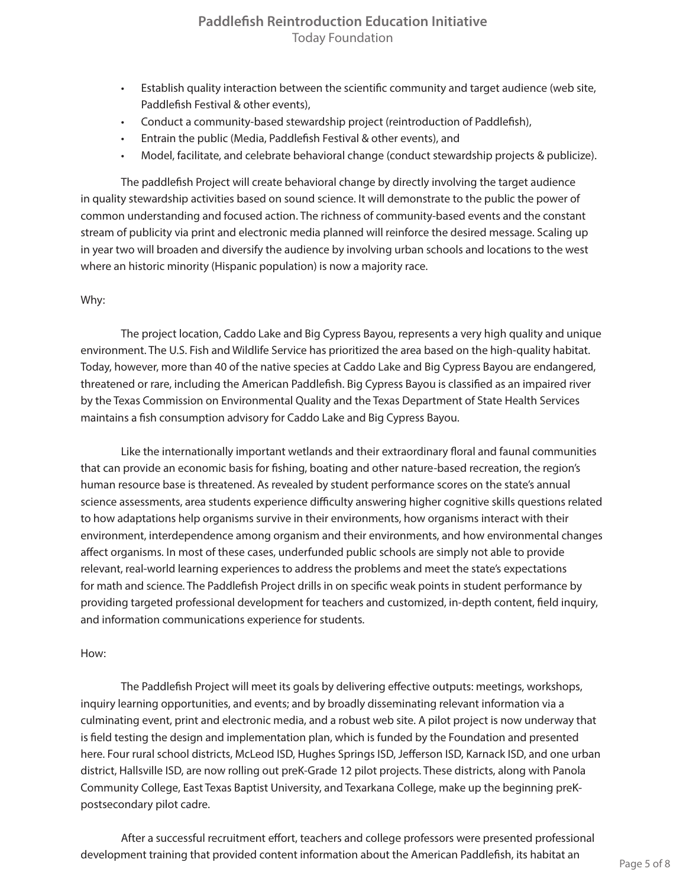- Establish quality interaction between the scientific community and target audience (web site, Paddlefish Festival & other events),
- Conduct a community-based stewardship project (reintroduction of Paddlefish),
- Entrain the public (Media, Paddlefish Festival & other events), and
- Model, facilitate, and celebrate behavioral change (conduct stewardship projects & publicize).

The paddlefish Project will create behavioral change by directly involving the target audience in quality stewardship activities based on sound science. It will demonstrate to the public the power of common understanding and focused action. The richness of community-based events and the constant stream of publicity via print and electronic media planned will reinforce the desired message. Scaling up in year two will broaden and diversify the audience by involving urban schools and locations to the west where an historic minority (Hispanic population) is now a majority race.

Why:

The project location, Caddo Lake and Big Cypress Bayou, represents a very high quality and unique environment. The U.S. Fish and Wildlife Service has prioritized the area based on the high-quality habitat. Today, however, more than 40 of the native species at Caddo Lake and Big Cypress Bayou are endangered, threatened or rare, including the American Paddlefish. Big Cypress Bayou is classified as an impaired river by the Texas Commission on Environmental Quality and the Texas Department of State Health Services maintains a fish consumption advisory for Caddo Lake and Big Cypress Bayou.

Like the internationally important wetlands and their extraordinary floral and faunal communities that can provide an economic basis for fishing, boating and other nature-based recreation, the region's human resource base is threatened. As revealed by student performance scores on the state's annual science assessments, area students experience difficulty answering higher cognitive skills questions related to how adaptations help organisms survive in their environments, how organisms interact with their environment, interdependence among organism and their environments, and how environmental changes affect organisms. In most of these cases, underfunded public schools are simply not able to provide relevant, real-world learning experiences to address the problems and meet the state's expectations for math and science. The Paddlefish Project drills in on specific weak points in student performance by providing targeted professional development for teachers and customized, in-depth content, field inquiry, and information communications experience for students.

How:

The Paddlefish Project will meet its goals by delivering effective outputs: meetings, workshops, inquiry learning opportunities, and events; and by broadly disseminating relevant information via a culminating event, print and electronic media, and a robust web site. A pilot project is now underway that is field testing the design and implementation plan, which is funded by the Foundation and presented here. Four rural school districts, McLeod ISD, Hughes Springs ISD, Jefferson ISD, Karnack ISD, and one urban district, Hallsville ISD, are now rolling out preK-Grade 12 pilot projects. These districts, along with Panola Community College, East Texas Baptist University, and Texarkana College, make up the beginning preK-postsecondary pilot cadre.

After a successful recruitment effort, teachers and college professors were presented professional development training that provided content information about the American Paddlefish, its habitat an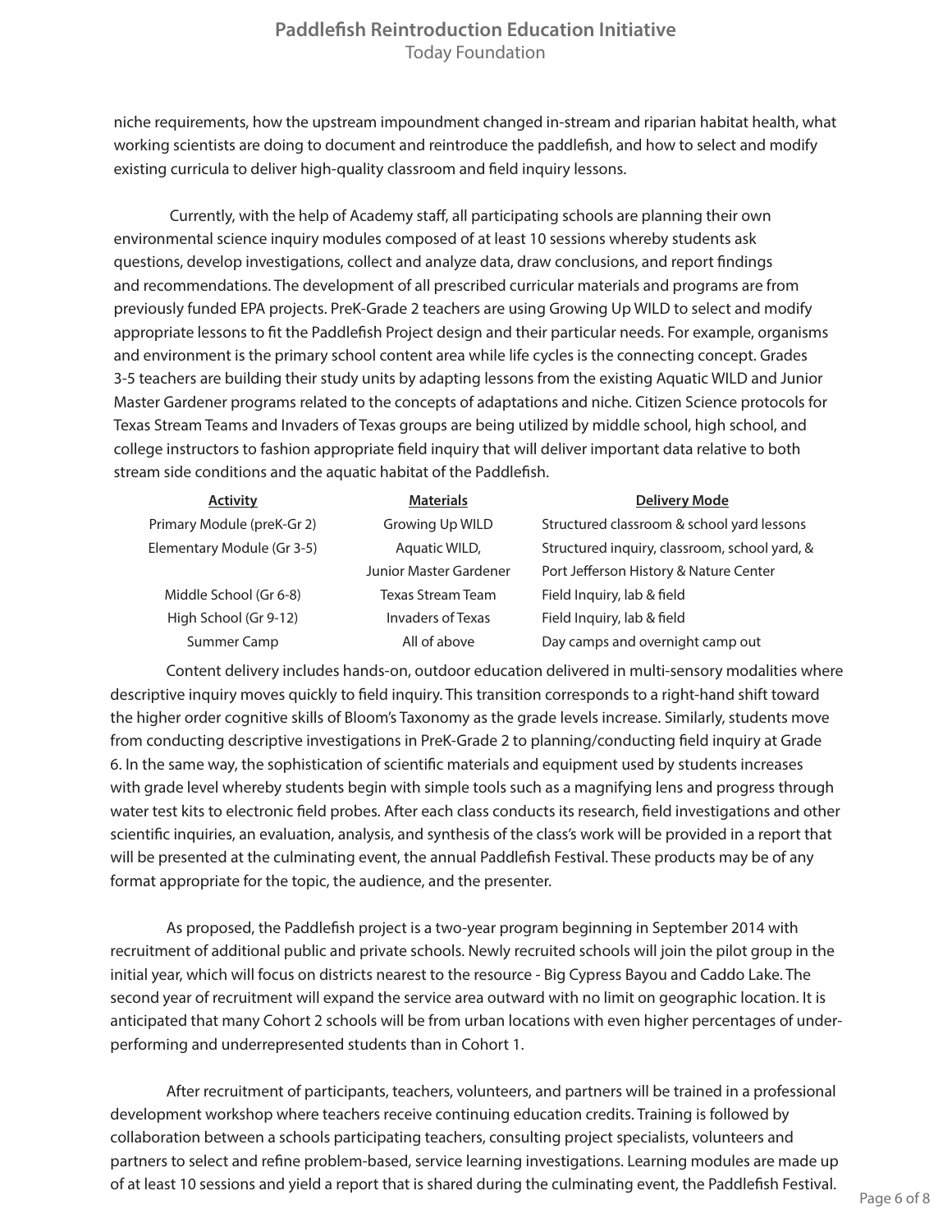niche requirements, how the upstream impoundment changed in-stream and riparian habitat health, what working scientists are doing to document and reintroduce the paddlefish, and how to select and modify existing curricula to deliver high-quality classroom and field inquiry lessons.

Currently, with the help of Academy staff, all participating schools are planning their own environmental science inquiry modules composed of at least 10 sessions whereby students ask questions, develop investigations, collect and analyze data, draw conclusions, and report findings and recommendations. The development of all prescribed curricular materials and programs are from previously funded EPA projects. PreK-Grade 2 teachers are using Growing Up WILD to select and modify appropriate lessons to fit the Paddlefish Project design and their particular needs. For example, organisms and environment is the primary school content area while life cycles is the connecting concept. Grades 3-5 teachers are building their study units by adapting lessons from the existing Aquatic WILD and Junior Master Gardener programs related to the concepts of adaptations and niche. Citizen Science protocols for Texas Stream Teams and Invaders of Texas groups are being utilized by middle school, high school, and college instructors to fashion appropriate field inquiry that will deliver important data relative to both stream side conditions and the aquatic habitat of the Paddlefish.

| Activity | Materials | Delivery Mode |
| --- | --- | --- |
| Primary Module (preK-Gr 2) | Growing Up WILD | Structured classroom & school yard lessons |
| Elementary Module (Gr 3-5) | Aquatic WILD, Junior Master Gardener | Structured inquiry, classroom, school yard, & Port Jefferson History & Nature Center |
| Middle School (Gr 6-8) | Texas Stream Team | Field Inquiry, lab & field |
| High School (Gr 9-12) | Invaders of Texas | Field Inquiry, lab & field |
| Summer Camp | All of above | Day camps and overnight camp out |

Content delivery includes hands-on, outdoor education delivered in multi-sensory modalities where descriptive inquiry moves quickly to field inquiry. This transition corresponds to a right-hand shift toward the higher order cognitive skills of Bloom's Taxonomy as the grade levels increase. Similarly, students move from conducting descriptive investigations in PreK-Grade 2 to planning/conducting field inquiry at Grade 6. In the same way, the sophistication of scientific materials and equipment used by students increases with grade level whereby students begin with simple tools such as a magnifying lens and progress through water test kits to electronic field probes. After each class conducts its research, field investigations and other scientific inquiries, an evaluation, analysis, and synthesis of the class's work will be provided in a report that will be presented at the culminating event, the annual Paddlefish Festival. These products may be of any format appropriate for the topic, the audience, and the presenter.

As proposed, the Paddlefish project is a two-year program beginning in September 2014 with recruitment of additional public and private schools. Newly recruited schools will join the pilot group in the initial year, which will focus on districts nearest to the resource - Big Cypress Bayou and Caddo Lake. The second year of recruitment will expand the service area outward with no limit on geographic location. It is anticipated that many Cohort 2 schools will be from urban locations with even higher percentages of under-performing and underrepresented students than in Cohort 1.

After recruitment of participants, teachers, volunteers, and partners will be trained in a professional development workshop where teachers receive continuing education credits. Training is followed by collaboration between a schools participating teachers, consulting project specialists, volunteers and partners to select and refine problem-based, service learning investigations. Learning modules are made up of at least 10 sessions and yield a report that is shared during the culminating event, the Paddlefish Festival.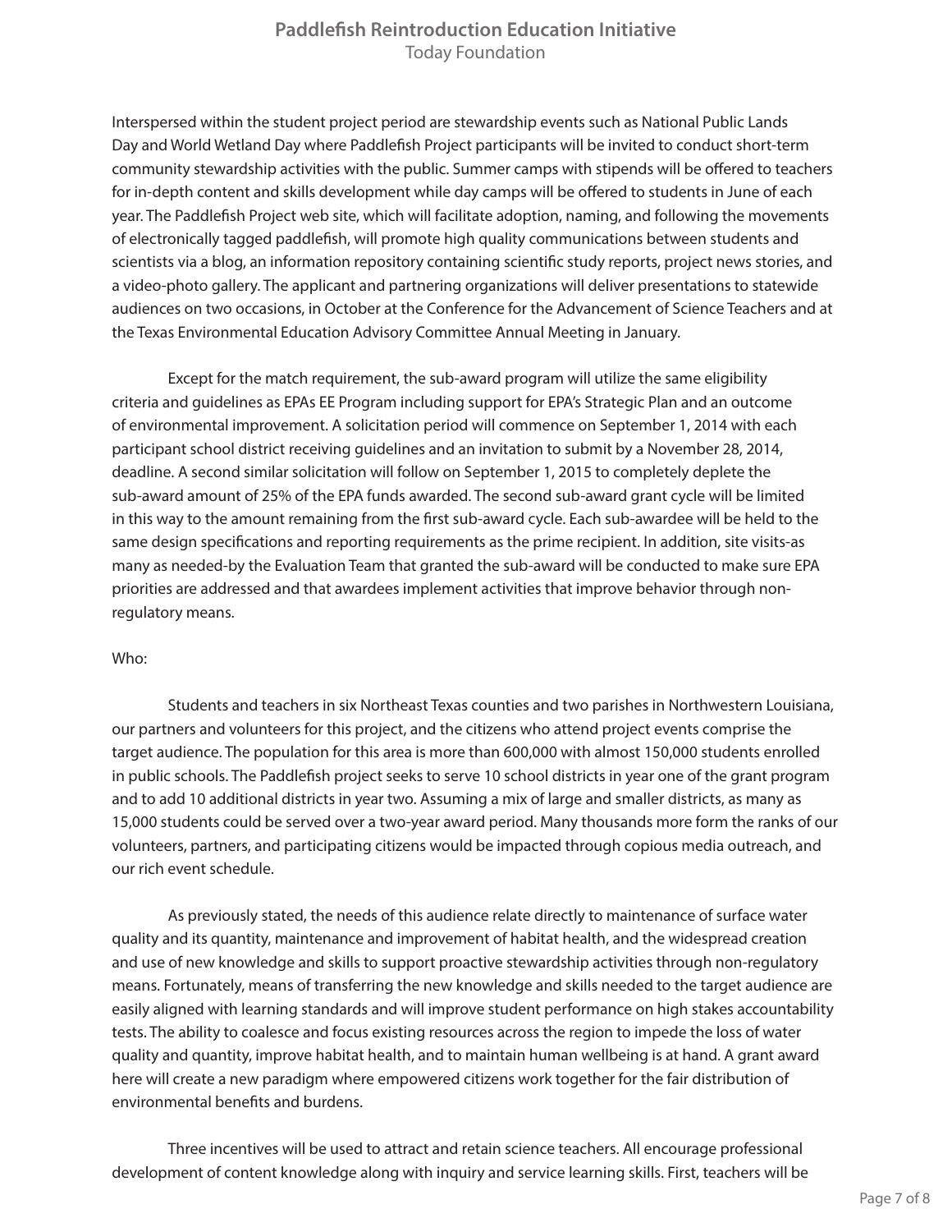Interspersed within the student project period are stewardship events such as National Public Lands Day and World Wetland Day where Paddlefish Project participants will be invited to conduct short-term community stewardship activities with the public. Summer camps with stipends will be offered to teachers for in-depth content and skills development while day camps will be offered to students in June of each year. The Paddlefish Project web site, which will facilitate adoption, naming, and following the movements of electronically tagged paddlefish, will promote high quality communications between students and scientists via a blog, an information repository containing scientific study reports, project news stories, and a video-photo gallery. The applicant and partnering organizations will deliver presentations to statewide audiences on two occasions, in October at the Conference for the Advancement of Science Teachers and at the Texas Environmental Education Advisory Committee Annual Meeting in January.

Except for the match requirement, the sub-award program will utilize the same eligibility criteria and guidelines as EPAs EE Program including support for EPA's Strategic Plan and an outcome of environmental improvement. A solicitation period will commence on September 1, 2014 with each participant school district receiving guidelines and an invitation to submit by a November 28, 2014, deadline. A second similar solicitation will follow on September 1, 2015 to completely deplete the sub-award amount of 25% of the EPA funds awarded. The second sub-award grant cycle will be limited in this way to the amount remaining from the first sub-award cycle. Each sub-awardee will be held to the same design specifications and reporting requirements as the prime recipient. In addition, site visits-as many as needed-by the Evaluation Team that granted the sub-award will be conducted to make sure EPA priorities are addressed and that awardees implement activities that improve behavior through non-regulatory means.

Who:

Students and teachers in six Northeast Texas counties and two parishes in Northwestern Louisiana, our partners and volunteers for this project, and the citizens who attend project events comprise the target audience. The population for this area is more than 600,000 with almost 150,000 students enrolled in public schools. The Paddlefish project seeks to serve 10 school districts in year one of the grant program and to add 10 additional districts in year two. Assuming a mix of large and smaller districts, as many as 15,000 students could be served over a two-year award period. Many thousands more form the ranks of our volunteers, partners, and participating citizens would be impacted through copious media outreach, and our rich event schedule.

As previously stated, the needs of this audience relate directly to maintenance of surface water quality and its quantity, maintenance and improvement of habitat health, and the widespread creation and use of new knowledge and skills to support proactive stewardship activities through non-regulatory means. Fortunately, means of transferring the new knowledge and skills needed to the target audience are easily aligned with learning standards and will improve student performance on high stakes accountability tests. The ability to coalesce and focus existing resources across the region to impede the loss of water quality and quantity, improve habitat health, and to maintain human wellbeing is at hand. A grant award here will create a new paradigm where empowered citizens work together for the fair distribution of environmental benefits and burdens.

Three incentives will be used to attract and retain science teachers. All encourage professional development of content knowledge along with inquiry and service learning skills. First, teachers will be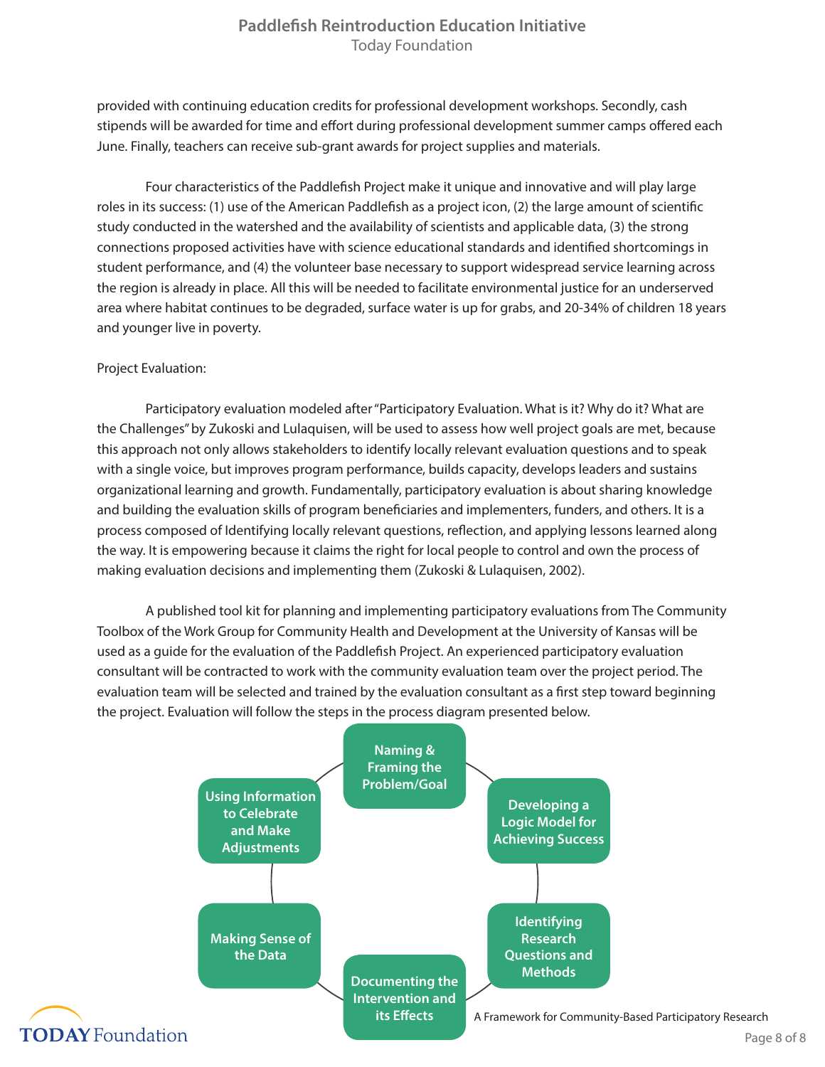provided with continuing education credits for professional development workshops. Secondly, cash stipends will be awarded for time and effort during professional development summer camps offered each June. Finally, teachers can receive sub-grant awards for project supplies and materials.

Four characteristics of the Paddlefish Project make it unique and innovative and will play large roles in its success: (1) use of the American Paddlefish as a project icon, (2) the large amount of scientific study conducted in the watershed and the availability of scientists and applicable data, (3) the strong connections proposed activities have with science educational standards and identified shortcomings in student performance, and (4) the volunteer base necessary to support widespread service learning across the region is already in place. All this will be needed to facilitate environmental justice for an underserved area where habitat continues to be degraded, surface water is up for grabs, and 20-34% of children 18 years and younger live in poverty.

Project Evaluation:

Participatory evaluation modeled after "Participatory Evaluation. What is it? Why do it? What are the Challenges" by Zukoski and Lulaquisen, will be used to assess how well project goals are met, because this approach not only allows stakeholders to identify locally relevant evaluation questions and to speak with a single voice, but improves program performance, builds capacity, develops leaders and sustains organizational learning and growth. Fundamentally, participatory evaluation is about sharing knowledge and building the evaluation skills of program beneficiaries and implementers, funders, and others. It is a process composed of Identifying locally relevant questions, reflection, and applying lessons learned along the way. It is empowering because it claims the right for local people to control and own the process of making evaluation decisions and implementing them (Zukoski & Lulaquisen, 2002).

A published tool kit for planning and implementing participatory evaluations from The Community Toolbox of the Work Group for Community Health and Development at the University of Kansas will be used as a guide for the evaluation of the Paddlefish Project. An experienced participatory evaluation consultant will be contracted to work with the community evaluation team over the project period. The evaluation team will be selected and trained by the evaluation consultant as a first step toward beginning the project. Evaluation will follow the steps in the process diagram presented below.

Naming & Framing the Problem/Goal

Developing a Logic Model for Achieving Success

Identifying Research Questions and Methods

Documenting the Intervention and its Effects

Making Sense of the Data

Using Information to Celebrate and Make Adjustments

A Framework for Community-Based Participatory Research